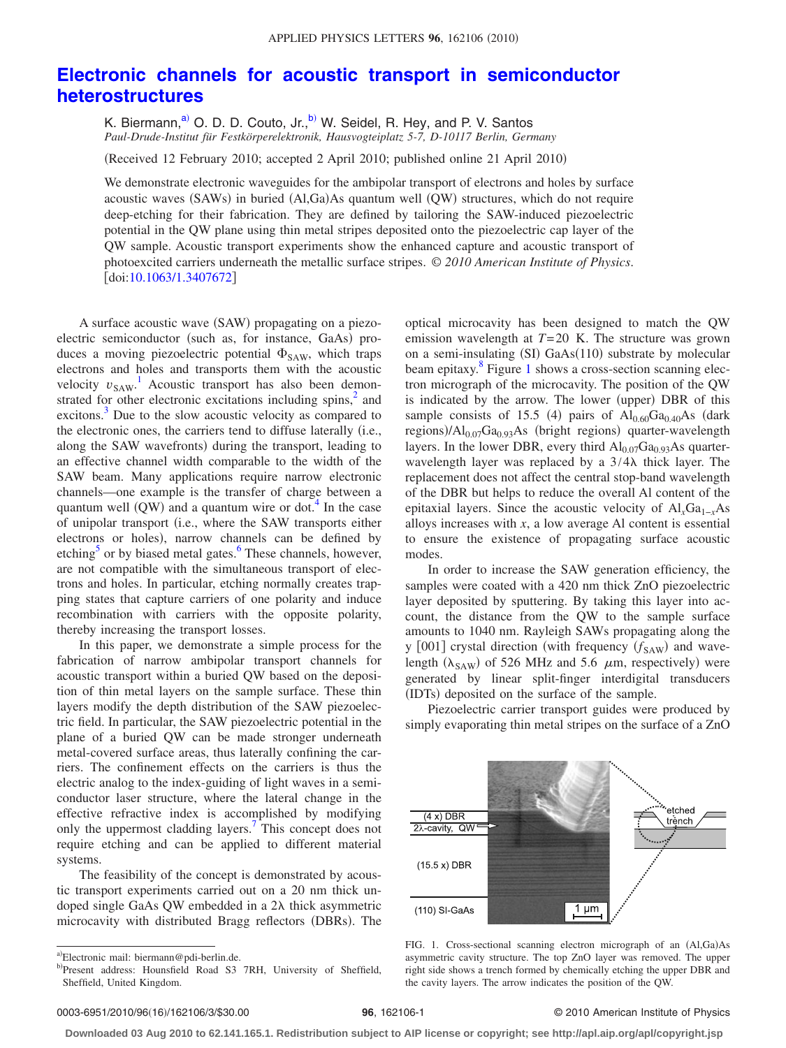# Electronic channels for acoustic transport in semiconductor heterostructures

K. Biermann,[a)] O. D. D. Couto, Jr.,[b)] W. Seidel, R. Hey, and P. V. Santos

*Paul-Drude-Institut für Festkörperelektronik, Hausvogteiplatz 5-7, D-10117 Berlin, Germany*

(Received 12 February 2010; accepted 2 April 2010; published online 21 April 2010)

We demonstrate electronic waveguides for the ambipolar transport of electrons and holes by surface acoustic waves (SAWs) in buried (Al,Ga)As quantum well (QW) structures, which do not require deep-etching for their fabrication. They are defined by tailoring the SAW-induced piezoelectric potential in the QW plane using thin metal stripes deposited onto the piezoelectric cap layer of the QW sample. Acoustic transport experiments show the enhanced capture and acoustic transport of photoexcited carriers underneath the metallic surface stripes. *© 2010 American Institute of Physics.* [doi:10.1063/1.3407672]

A surface acoustic wave (SAW) propagating on a piezoelectric semiconductor (such as, for instance, GaAs) produces a moving piezoelectric potential $\Phi_{SAW}$, which traps electrons and holes and transports them with the acoustic velocity $v_{SAW}$.[1] Acoustic transport has also been demonstrated for other electronic excitations including spins,[2] and excitons.[3] Due to the slow acoustic velocity as compared to the electronic ones, the carriers tend to diffuse laterally (i.e., along the SAW wavefronts) during the transport, leading to an effective channel width comparable to the width of the SAW beam. Many applications require narrow electronic channels—one example is the transfer of charge between a quantum well (QW) and a quantum wire or dot.[4] In the case of unipolar transport (i.e., where the SAW transports either electrons or holes), narrow channels can be defined by etching[5] or by biased metal gates.[6] These channels, however, are not compatible with the simultaneous transport of electrons and holes. In particular, etching normally creates trapping states that capture carriers of one polarity and induce recombination with carriers with the opposite polarity, thereby increasing the transport losses.

In this paper, we demonstrate a simple process for the fabrication of narrow ambipolar transport channels for acoustic transport within a buried QW based on the deposition of thin metal layers on the sample surface. These thin layers modify the depth distribution of the SAW piezoelectric field. In particular, the SAW piezoelectric potential in the plane of a buried QW can be made stronger underneath metal-covered surface areas, thus laterally confining the carriers. The confinement effects on the carriers is thus the electric analog to the index-guiding of light waves in a semiconductor laser structure, where the lateral change in the effective refractive index is accomplished by modifying only the uppermost cladding layers.[7] This concept does not require etching and can be applied to different material systems.

The feasibility of the concept is demonstrated by acoustic transport experiments carried out on a 20 nm thick undoped single GaAs QW embedded in a $2\lambda$ thick asymmetric microcavity with distributed Bragg reflectors (DBRs). The optical microcavity has been designed to match the QW emission wavelength at $T=20$ K. The structure was grown on a semi-insulating (SI) GaAs(110) substrate by molecular beam epitaxy.[8] Figure 1 shows a cross-section scanning electron micrograph of the microcavity. The position of the QW is indicated by the arrow. The lower (upper) DBR of this sample consists of 15.5 (4) pairs of $Al_{0.60}Ga_{0.40}As$ (dark regions)/$Al_{0.07}Ga_{0.93}As$ (bright regions) quarter-wavelength layers. In the lower DBR, every third $Al_{0.07}Ga_{0.93}As$ quarter-wavelength layer was replaced by a $3/4\lambda$ thick layer. The replacement does not affect the central stop-band wavelength of the DBR but helps to reduce the overall Al content of the epitaxial layers. Since the acoustic velocity of $Al_xGa_{1-x}As$ alloys increases with $x$, a low average Al content is essential to ensure the existence of propagating surface acoustic modes.

In order to increase the SAW generation efficiency, the samples were coated with a 420 nm thick ZnO piezoelectric layer deposited by sputtering. By taking this layer into account, the distance from the QW to the sample surface amounts to 1040 nm. Rayleigh SAWs propagating along the y [001] crystal direction (with frequency ($f_{SAW}$) and wavelength ($\lambda_{SAW}$) of 526 MHz and 5.6 $\mu$m, respectively) were generated by linear split-finger interdigital transducers (IDTs) deposited on the surface of the sample.

Piezoelectric carrier transport guides were produced by simply evaporating thin metal stripes on the surface of a ZnO

FIG. 1. Cross-sectional scanning electron micrograph of an (Al,Ga)As asymmetric cavity structure. The top ZnO layer was removed. The upper right side shows a trench formed by chemically etching the upper DBR and the cavity layers. The arrow indicates the position of the QW.

[a)]Electronic mail: biermann@pdi-berlin.de.

[b)]Present address: Hounsfield Road S3 7RH, University of Sheffield, Sheffield, United Kingdom.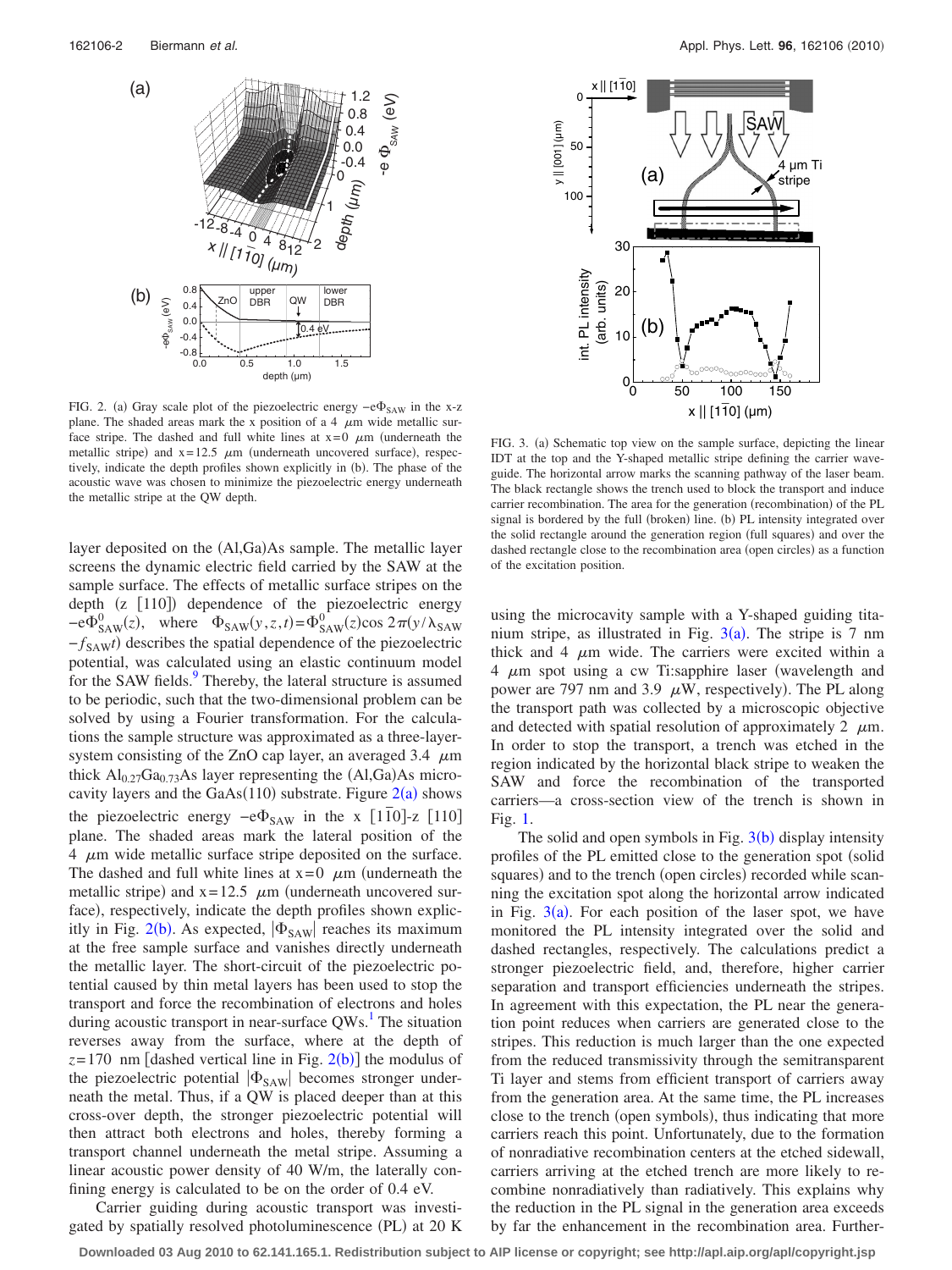FIG. 2. (a) Gray scale plot of the piezoelectric energy $-e\Phi_{SAW}$ in the x-z plane. The shaded areas mark the x position of a 4 μm wide metallic surface stripe. The dashed and full white lines at x=0 μm (underneath the metallic stripe) and x=12.5 μm (underneath uncovered surface), respectively, indicate the depth profiles shown explicitly in (b). The phase of the acoustic wave was chosen to minimize the piezoelectric energy underneath the metallic stripe at the QW depth.

FIG. 3. (a) Schematic top view on the sample surface, depicting the linear IDT at the top and the Y-shaped metallic stripe defining the carrier waveguide. The horizontal arrow marks the scanning pathway of the laser beam. The black rectangle shows the trench used to block the transport and induce carrier recombination. The area for the generation (recombination) of the PL signal is bordered by the full (broken) line. (b) PL intensity integrated over the solid rectangle around the generation region (full squares) and over the dashed rectangle close to the recombination area (open circles) as a function of the excitation position.

layer deposited on the (Al,Ga)As sample. The metallic layer screens the dynamic electric field carried by the SAW at the sample surface. The effects of metallic surface stripes on the depth (z [110]) dependence of the piezoelectric energy $-e\Phi^0_{SAW}(z)$, where $\Phi_{SAW}(y,z,t)=\Phi^0_{SAW}(z)\cos 2\pi(y/\lambda_{SAW} - f_{SAW}t)$ describes the spatial dependence of the piezoelectric potential, was calculated using an elastic continuum model for the SAW fields.[9] Thereby, the lateral structure is assumed to be periodic, such that the two-dimensional problem can be solved by using a Fourier transformation. For the calculations the sample structure was approximated as a three-layer-system consisting of the ZnO cap layer, an averaged 3.4 μm thick $Al_{0.27}Ga_{0.73}As$ layer representing the (Al,Ga)As microcavity layers and the GaAs(110) substrate. Figure 2(a) shows the piezoelectric energy $-e\Phi_{SAW}$ in the x $[1\bar{1}0]$-z [110] plane. The shaded areas mark the lateral position of the 4 μm wide metallic surface stripe deposited on the surface. The dashed and full white lines at x=0 μm (underneath the metallic stripe) and x=12.5 μm (underneath uncovered surface), respectively, indicate the depth profiles shown explicitly in Fig. 2(b). As expected, $|\Phi_{SAW}|$ reaches its maximum at the free sample surface and vanishes directly underneath the metallic layer. The short-circuit of the piezoelectric potential caused by thin metal layers has been used to stop the transport and force the recombination of electrons and holes during acoustic transport in near-surface QWs.[1] The situation reverses away from the surface, where at the depth of $z=170$ nm [dashed vertical line in Fig. 2(b)] the modulus of the piezoelectric potential $|\Phi_{SAW}|$ becomes stronger underneath the metal. Thus, if a QW is placed deeper than at this cross-over depth, the stronger piezoelectric potential will then attract both electrons and holes, thereby forming a transport channel underneath the metal stripe. Assuming a linear acoustic power density of 40 W/m, the laterally confining energy is calculated to be on the order of 0.4 eV.

Carrier guiding during acoustic transport was investigated by spatially resolved photoluminescence (PL) at 20 K using the microcavity sample with a Y-shaped guiding titanium stripe, as illustrated in Fig. 3(a). The stripe is 7 nm thick and 4 μm wide. The carriers were excited within a 4 μm spot using a cw Ti:sapphire laser (wavelength and power are 797 nm and 3.9 μW, respectively). The PL along the transport path was collected by a microscopic objective and detected with spatial resolution of approximately 2 μm. In order to stop the transport, a trench was etched in the region indicated by the horizontal black stripe to weaken the SAW and force the recombination of the transported carriers—a cross-section view of the trench is shown in Fig. 1.

The solid and open symbols in Fig. 3(b) display intensity profiles of the PL emitted close to the generation spot (solid squares) and to the trench (open circles) recorded while scanning the excitation spot along the horizontal arrow indicated in Fig. 3(a). For each position of the laser spot, we have monitored the PL intensity integrated over the solid and dashed rectangles, respectively. The calculations predict a stronger piezoelectric field, and, therefore, higher carrier separation and transport efficiencies underneath the stripes. In agreement with this expectation, the PL near the generation point reduces when carriers are generated close to the stripes. This reduction is much larger than the one expected from the reduced transmissivity through the semitransparent Ti layer and stems from efficient transport of carriers away from the generation area. At the same time, the PL increases close to the trench (open symbols), thus indicating that more carriers reach this point. Unfortunately, due to the formation of nonradiative recombination centers at the etched sidewall, carriers arriving at the etched trench are more likely to recombine nonradiatively than radiatively. This explains why the reduction in the PL signal in the generation area exceeds by far the enhancement in the recombination area. Further-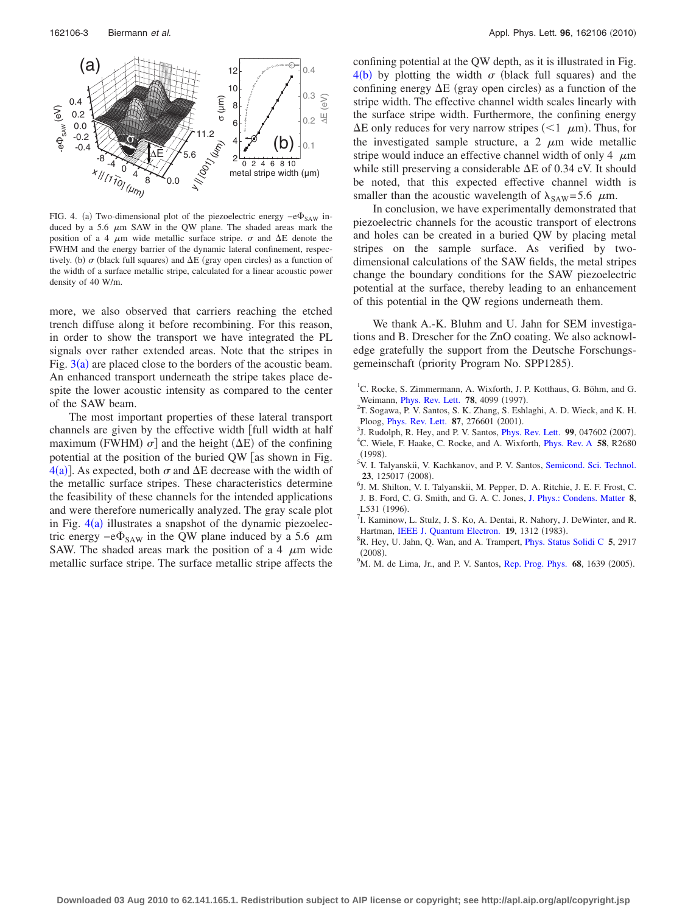(a)

$-e\Phi_{SAW}$ (eV)

0.4
0.2
0.0
-0.2
-0.4

σ

ΔE

-8 -4 0 4 8

$x // [1\bar{1}0]$ (μm)

0.0 5.6 11.2

$y // [001]$ (μm)

(b)

σ (μm)

12
10
8
6
4
2

ΔE (eV)

0.4
0.3
0.2
0.1

0 2 4 6 8 10

metal stripe width (μm)

FIG. 4. (a) Two-dimensional plot of the piezoelectric energy $-e\Phi_{SAW}$ induced by a 5.6 $\mu$m SAW in the QW plane. The shaded areas mark the position of a 4 $\mu$m wide metallic surface stripe. $\sigma$ and $\Delta$E denote the FWHM and the energy barrier of the dynamic lateral confinement, respectively. (b) $\sigma$ (black full squares) and $\Delta$E (gray open circles) as a function of the width of a surface metallic stripe, calculated for a linear acoustic power density of 40 W/m.

more, we also observed that carriers reaching the etched trench diffuse along it before recombining. For this reason, in order to show the transport we have integrated the PL signals over rather extended areas. Note that the stripes in Fig. 3(a) are placed close to the borders of the acoustic beam. An enhanced transport underneath the stripe takes place despite the lower acoustic intensity as compared to the center of the SAW beam.

The most important properties of these lateral transport channels are given by the effective width [full width at half maximum (FWHM) $\sigma$] and the height ($\Delta$E) of the confining potential at the position of the buried QW [as shown in Fig. 4(a)]. As expected, both $\sigma$ and $\Delta$E decrease with the width of the metallic surface stripes. These characteristics determine the feasibility of these channels for the intended applications and were therefore numerically analyzed. The gray scale plot in Fig. 4(a) illustrates a snapshot of the dynamic piezoelectric energy $-e\Phi_{SAW}$ in the QW plane induced by a 5.6 $\mu$m SAW. The shaded areas mark the position of a 4 $\mu$m wide metallic surface stripe. The surface metallic stripe affects the confining potential at the QW depth, as it is illustrated in Fig. 4(b) by plotting the width $\sigma$ (black full squares) and the confining energy $\Delta$E (gray open circles) as a function of the stripe width. The effective channel width scales linearly with the surface stripe width. Furthermore, the confining energy $\Delta$E only reduces for very narrow stripes ($<1$ $\mu$m). Thus, for the investigated sample structure, a 2 $\mu$m wide metallic stripe would induce an effective channel width of only 4 $\mu$m while still preserving a considerable $\Delta$E of 0.34 eV. It should be noted, that this expected effective channel width is smaller than the acoustic wavelength of $\lambda_{SAW}=5.6$ $\mu$m.

In conclusion, we have experimentally demonstrated that piezoelectric channels for the acoustic transport of electrons and holes can be created in a buried QW by placing metal stripes on the sample surface. As verified by two-dimensional calculations of the SAW fields, the metal stripes change the boundary conditions for the SAW piezoelectric potential at the surface, thereby leading to an enhancement of this potential in the QW regions underneath them.

We thank A.-K. Bluhm and U. Jahn for SEM investigations and B. Drescher for the ZnO coating. We also acknowledge gratefully the support from the Deutsche Forschungsgemeinschaft (priority Program No. SPP1285).

[1] C. Rocke, S. Zimmermann, A. Wixforth, J. P. Kotthaus, G. Böhm, and G. Weimann, Phys. Rev. Lett. **78**, 4099 (1997).

[2] T. Sogawa, P. V. Santos, S. K. Zhang, S. Eshlaghi, A. D. Wieck, and K. H. Ploog, Phys. Rev. Lett. **87**, 276601 (2001).

[3] J. Rudolph, R. Hey, and P. V. Santos, Phys. Rev. Lett. **99**, 047602 (2007).

[4] C. Wiele, F. Haake, C. Rocke, and A. Wixforth, Phys. Rev. A **58**, R2680 (1998).

[5] V. I. Talyanskii, V. Kachkanov, and P. V. Santos, Semicond. Sci. Technol. **23**, 125017 (2008).

[6] J. M. Shilton, V. I. Talyanskii, M. Pepper, D. A. Ritchie, J. E. F. Frost, C. J. B. Ford, C. G. Smith, and G. A. C. Jones, J. Phys.: Condens. Matter **8**, L531 (1996).

[7] I. Kaminow, L. Stulz, J. S. Ko, A. Dentai, R. Nahory, J. DeWinter, and R. Hartman, IEEE J. Quantum Electron. **19**, 1312 (1983).

[8] R. Hey, U. Jahn, Q. Wan, and A. Trampert, Phys. Status Solidi C **5**, 2917 (2008).

[9] M. M. de Lima, Jr., and P. V. Santos, Rep. Prog. Phys. **68**, 1639 (2005).